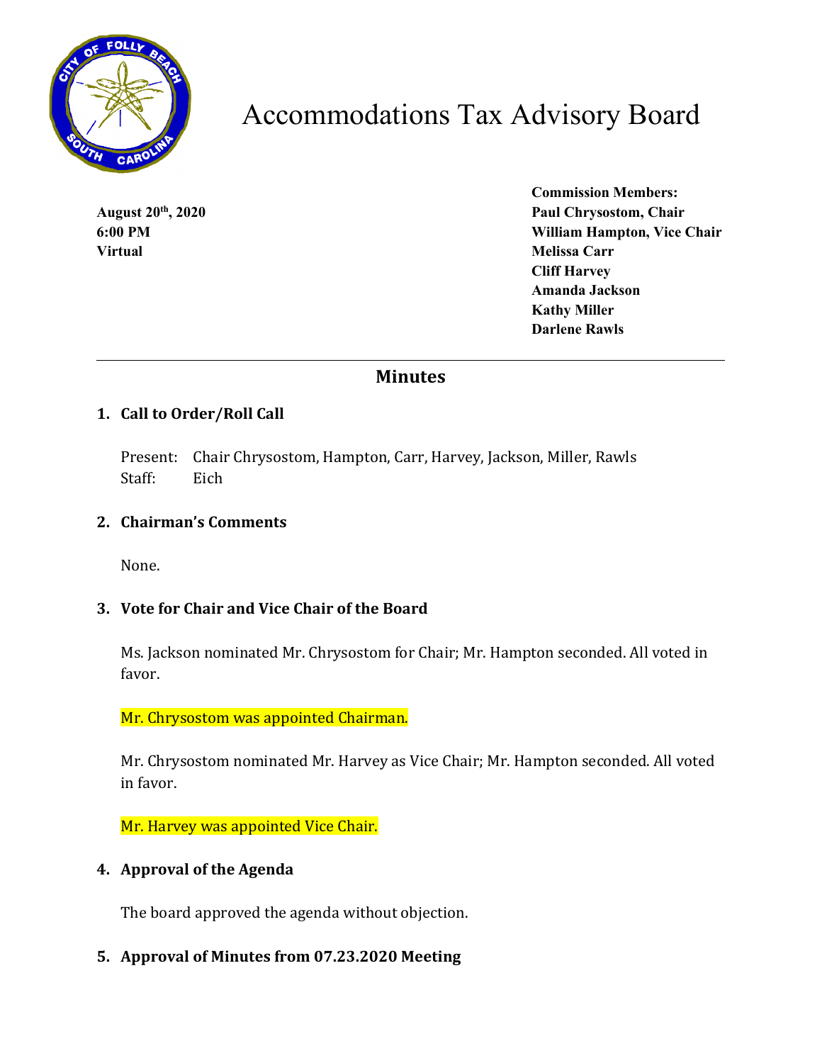# Accommodations Tax Advisory Board

**August 20th, 2020**
**6:00 PM**
**Virtual**

**Commission Members:**
**Paul Chrysostom, Chair**
**William Hampton, Vice Chair**
**Melissa Carr**
**Cliff Harvey**
**Amanda Jackson**
**Kathy Miller**
**Darlene Rawls**

---

## Minutes

### 1. Call to Order/Roll Call

Present: Chair Chrysostom, Hampton, Carr, Harvey, Jackson, Miller, Rawls
Staff: Eich

### 2. Chairman's Comments

None.

### 3. Vote for Chair and Vice Chair of the Board

Ms. Jackson nominated Mr. Chrysostom for Chair; Mr. Hampton seconded. All voted in favor.

Mr. Chrysostom was appointed Chairman.

Mr. Chrysostom nominated Mr. Harvey as Vice Chair; Mr. Hampton seconded. All voted in favor.

Mr. Harvey was appointed Vice Chair.

### 4. Approval of the Agenda

The board approved the agenda without objection.

### 5. Approval of Minutes from 07.23.2020 Meeting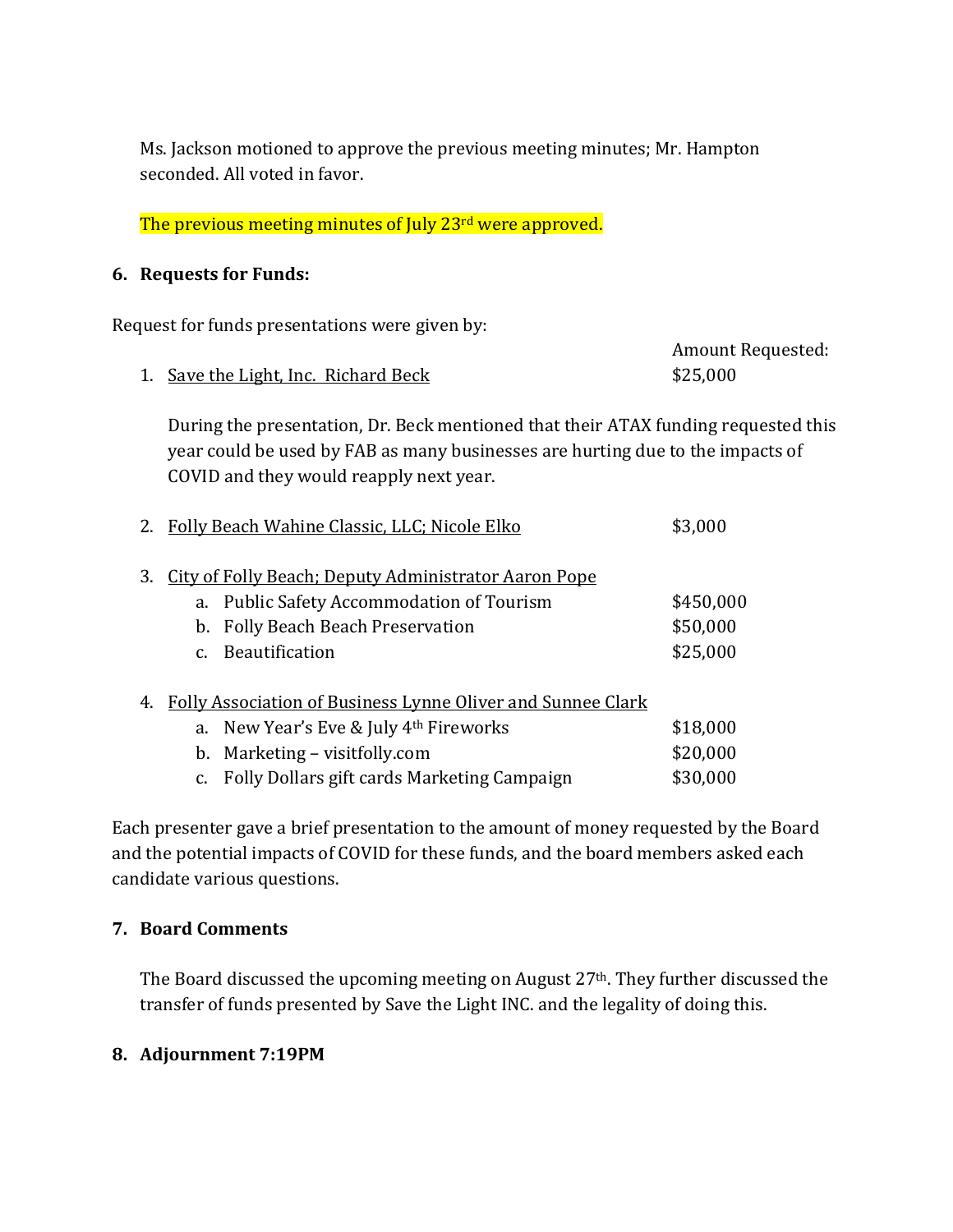Ms. Jackson motioned to approve the previous meeting minutes; Mr. Hampton seconded. All voted in favor.

The previous meeting minutes of July 23rd were approved.

**6. Requests for Funds:**

Request for funds presentations were given by:

| | Amount Requested: |
|---|---|
| 1. Save the Light, Inc. Richard Beck | $25,000 |

During the presentation, Dr. Beck mentioned that their ATAX funding requested this year could be used by FAB as many businesses are hurting due to the impacts of COVID and they would reapply next year.

| | |
|---|---|
| 2. Folly Beach Wahine Classic, LLC; Nicole Elko | $3,000 |
| 3. City of Folly Beach; Deputy Administrator Aaron Pope | |
| a. Public Safety Accommodation of Tourism | $450,000 |
| b. Folly Beach Beach Preservation | $50,000 |
| c. Beautification | $25,000 |
| 4. Folly Association of Business Lynne Oliver and Sunnee Clark | |
| a. New Year's Eve & July 4th Fireworks | $18,000 |
| b. Marketing – visitfolly.com | $20,000 |
| c. Folly Dollars gift cards Marketing Campaign | $30,000 |

Each presenter gave a brief presentation to the amount of money requested by the Board and the potential impacts of COVID for these funds, and the board members asked each candidate various questions.

**7. Board Comments**

The Board discussed the upcoming meeting on August 27th. They further discussed the transfer of funds presented by Save the Light INC. and the legality of doing this.

**8. Adjournment 7:19PM**